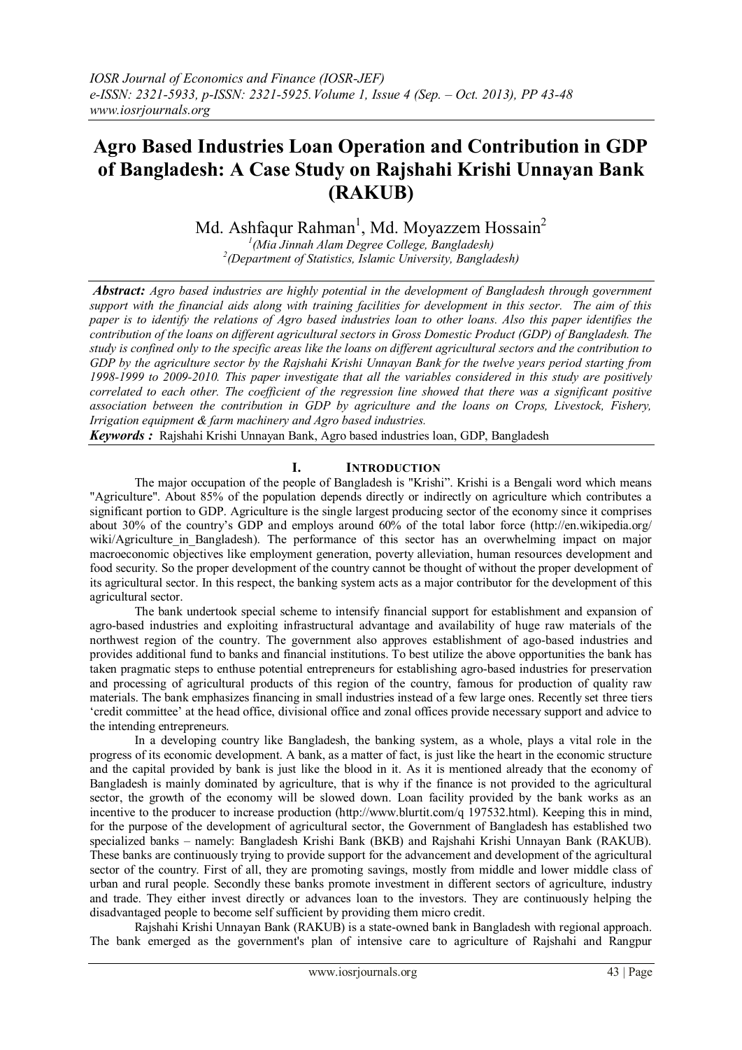# Agro Based Industries Loan Operation and Contribution in GDP of Bangladesh: A Case Study on Rajshahi Krishi Unnayan Bank (RAKUB)

Md. Ashfaqur Rahman[1], Md. Moyazzem Hossain[2]

[1](Mia Jinnah Alam Degree College, Bangladesh)
[2](Department of Statistics, Islamic University, Bangladesh)

***Abstract:*** *Agro based industries are highly potential in the development of Bangladesh through government support with the financial aids along with training facilities for development in this sector. The aim of this paper is to identify the relations of Agro based industries loan to other loans. Also this paper identifies the contribution of the loans on different agricultural sectors in Gross Domestic Product (GDP) of Bangladesh. The study is confined only to the specific areas like the loans on different agricultural sectors and the contribution to GDP by the agriculture sector by the Rajshahi Krishi Unnayan Bank for the twelve years period starting from 1998-1999 to 2009-2010. This paper investigate that all the variables considered in this study are positively correlated to each other. The coefficient of the regression line showed that there was a significant positive association between the contribution in GDP by agriculture and the loans on Crops, Livestock, Fishery, Irrigation equipment & farm machinery and Agro based industries.*

***Keywords :*** Rajshahi Krishi Unnayan Bank, Agro based industries loan, GDP, Bangladesh

## I. Introduction

The major occupation of the people of Bangladesh is "Krishi". Krishi is a Bengali word which means "Agriculture". About 85% of the population depends directly or indirectly on agriculture which contributes a significant portion to GDP. Agriculture is the single largest producing sector of the economy since it comprises about 30% of the country's GDP and employs around 60% of the total labor force (http://en.wikipedia.org/wiki/Agriculture_in_Bangladesh). The performance of this sector has an overwhelming impact on major macroeconomic objectives like employment generation, poverty alleviation, human resources development and food security. So the proper development of the country cannot be thought of without the proper development of its agricultural sector. In this respect, the banking system acts as a major contributor for the development of this agricultural sector.

The bank undertook special scheme to intensify financial support for establishment and expansion of agro-based industries and exploiting infrastructural advantage and availability of huge raw materials of the northwest region of the country. The government also approves establishment of ago-based industries and provides additional fund to banks and financial institutions. To best utilize the above opportunities the bank has taken pragmatic steps to enthuse potential entrepreneurs for establishing agro-based industries for preservation and processing of agricultural products of this region of the country, famous for production of quality raw materials. The bank emphasizes financing in small industries instead of a few large ones. Recently set three tiers 'credit committee' at the head office, divisional office and zonal offices provide necessary support and advice to the intending entrepreneurs.

In a developing country like Bangladesh, the banking system, as a whole, plays a vital role in the progress of its economic development. A bank, as a matter of fact, is just like the heart in the economic structure and the capital provided by bank is just like the blood in it. As it is mentioned already that the economy of Bangladesh is mainly dominated by agriculture, that is why if the finance is not provided to the agricultural sector, the growth of the economy will be slowed down. Loan facility provided by the bank works as an incentive to the producer to increase production (http://www.blurtit.com/q 197532.html). Keeping this in mind, for the purpose of the development of agricultural sector, the Government of Bangladesh has established two specialized banks – namely: Bangladesh Krishi Bank (BKB) and Rajshahi Krishi Unnayan Bank (RAKUB). These banks are continuously trying to provide support for the advancement and development of the agricultural sector of the country. First of all, they are promoting savings, mostly from middle and lower middle class of urban and rural people. Secondly these banks promote investment in different sectors of agriculture, industry and trade. They either invest directly or advances loan to the investors. They are continuously helping the disadvantaged people to become self sufficient by providing them micro credit.

Rajshahi Krishi Unnayan Bank (RAKUB) is a state-owned bank in Bangladesh with regional approach. The bank emerged as the government's plan of intensive care to agriculture of Rajshahi and Rangpur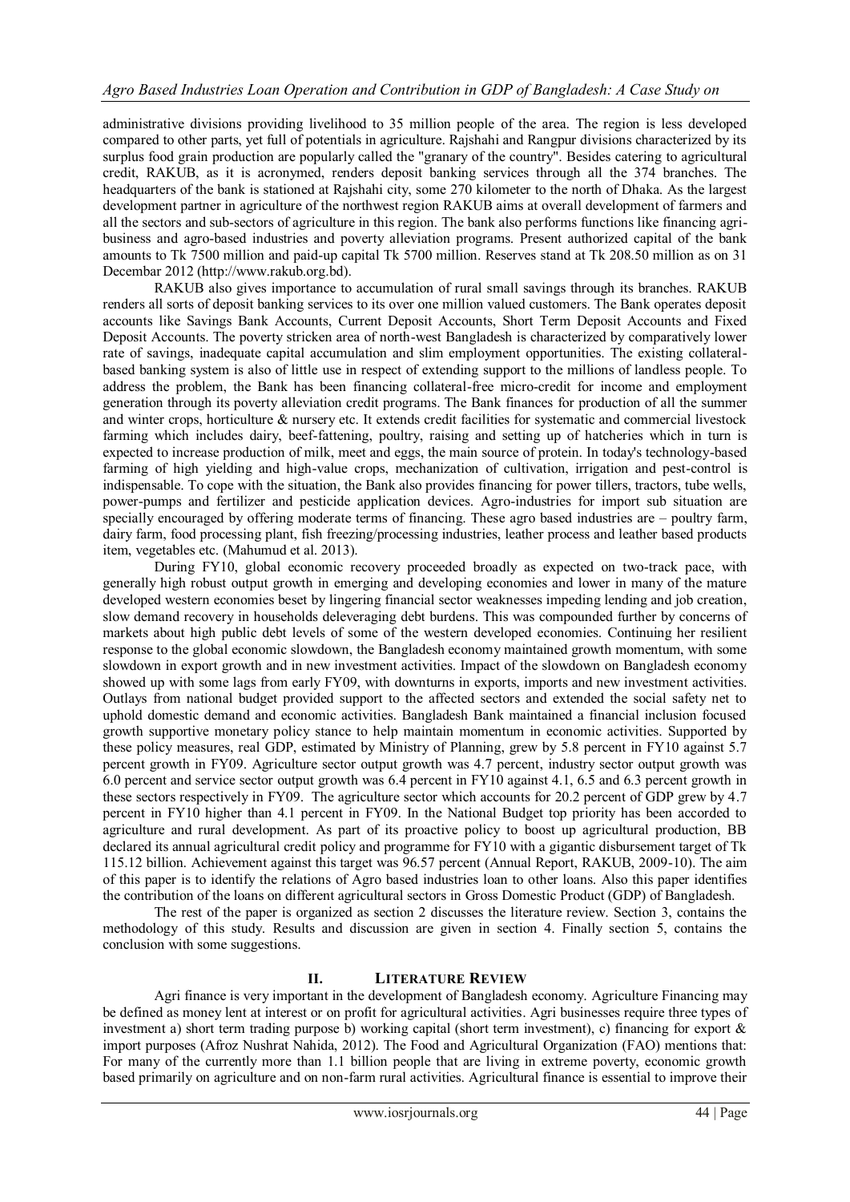administrative divisions providing livelihood to 35 million people of the area. The region is less developed compared to other parts, yet full of potentials in agriculture. Rajshahi and Rangpur divisions characterized by its surplus food grain production are popularly called the "granary of the country". Besides catering to agricultural credit, RAKUB, as it is acronymed, renders deposit banking services through all the 374 branches. The headquarters of the bank is stationed at Rajshahi city, some 270 kilometer to the north of Dhaka. As the largest development partner in agriculture of the northwest region RAKUB aims at overall development of farmers and all the sectors and sub-sectors of agriculture in this region. The bank also performs functions like financing agri-business and agro-based industries and poverty alleviation programs. Present authorized capital of the bank amounts to Tk 7500 million and paid-up capital Tk 5700 million. Reserves stand at Tk 208.50 million as on 31 Decembar 2012 (http://www.rakub.org.bd).

RAKUB also gives importance to accumulation of rural small savings through its branches. RAKUB renders all sorts of deposit banking services to its over one million valued customers. The Bank operates deposit accounts like Savings Bank Accounts, Current Deposit Accounts, Short Term Deposit Accounts and Fixed Deposit Accounts. The poverty stricken area of north-west Bangladesh is characterized by comparatively lower rate of savings, inadequate capital accumulation and slim employment opportunities. The existing collateral-based banking system is also of little use in respect of extending support to the millions of landless people. To address the problem, the Bank has been financing collateral-free micro-credit for income and employment generation through its poverty alleviation credit programs. The Bank finances for production of all the summer and winter crops, horticulture & nursery etc. It extends credit facilities for systematic and commercial livestock farming which includes dairy, beef-fattening, poultry, raising and setting up of hatcheries which in turn is expected to increase production of milk, meet and eggs, the main source of protein. In today's technology-based farming of high yielding and high-value crops, mechanization of cultivation, irrigation and pest-control is indispensable. To cope with the situation, the Bank also provides financing for power tillers, tractors, tube wells, power-pumps and fertilizer and pesticide application devices. Agro-industries for import sub situation are specially encouraged by offering moderate terms of financing. These agro based industries are – poultry farm, dairy farm, food processing plant, fish freezing/processing industries, leather process and leather based products item, vegetables etc. (Mahumud et al. 2013).

During FY10, global economic recovery proceeded broadly as expected on two-track pace, with generally high robust output growth in emerging and developing economies and lower in many of the mature developed western economies beset by lingering financial sector weaknesses impeding lending and job creation, slow demand recovery in households deleveraging debt burdens. This was compounded further by concerns of markets about high public debt levels of some of the western developed economies. Continuing her resilient response to the global economic slowdown, the Bangladesh economy maintained growth momentum, with some slowdown in export growth and in new investment activities. Impact of the slowdown on Bangladesh economy showed up with some lags from early FY09, with downturns in exports, imports and new investment activities. Outlays from national budget provided support to the affected sectors and extended the social safety net to uphold domestic demand and economic activities. Bangladesh Bank maintained a financial inclusion focused growth supportive monetary policy stance to help maintain momentum in economic activities. Supported by these policy measures, real GDP, estimated by Ministry of Planning, grew by 5.8 percent in FY10 against 5.7 percent growth in FY09. Agriculture sector output growth was 4.7 percent, industry sector output growth was 6.0 percent and service sector output growth was 6.4 percent in FY10 against 4.1, 6.5 and 6.3 percent growth in these sectors respectively in FY09. The agriculture sector which accounts for 20.2 percent of GDP grew by 4.7 percent in FY10 higher than 4.1 percent in FY09. In the National Budget top priority has been accorded to agriculture and rural development. As part of its proactive policy to boost up agricultural production, BB declared its annual agricultural credit policy and programme for FY10 with a gigantic disbursement target of Tk 115.12 billion. Achievement against this target was 96.57 percent (Annual Report, RAKUB, 2009-10). The aim of this paper is to identify the relations of Agro based industries loan to other loans. Also this paper identifies the contribution of the loans on different agricultural sectors in Gross Domestic Product (GDP) of Bangladesh.

The rest of the paper is organized as section 2 discusses the literature review. Section 3, contains the methodology of this study. Results and discussion are given in section 4. Finally section 5, contains the conclusion with some suggestions.

## II. Literature Review

Agri finance is very important in the development of Bangladesh economy. Agriculture Financing may be defined as money lent at interest or on profit for agricultural activities. Agri businesses require three types of investment a) short term trading purpose b) working capital (short term investment), c) financing for export & import purposes (Afroz Nushrat Nahida, 2012). The Food and Agricultural Organization (FAO) mentions that: For many of the currently more than 1.1 billion people that are living in extreme poverty, economic growth based primarily on agriculture and on non-farm rural activities. Agricultural finance is essential to improve their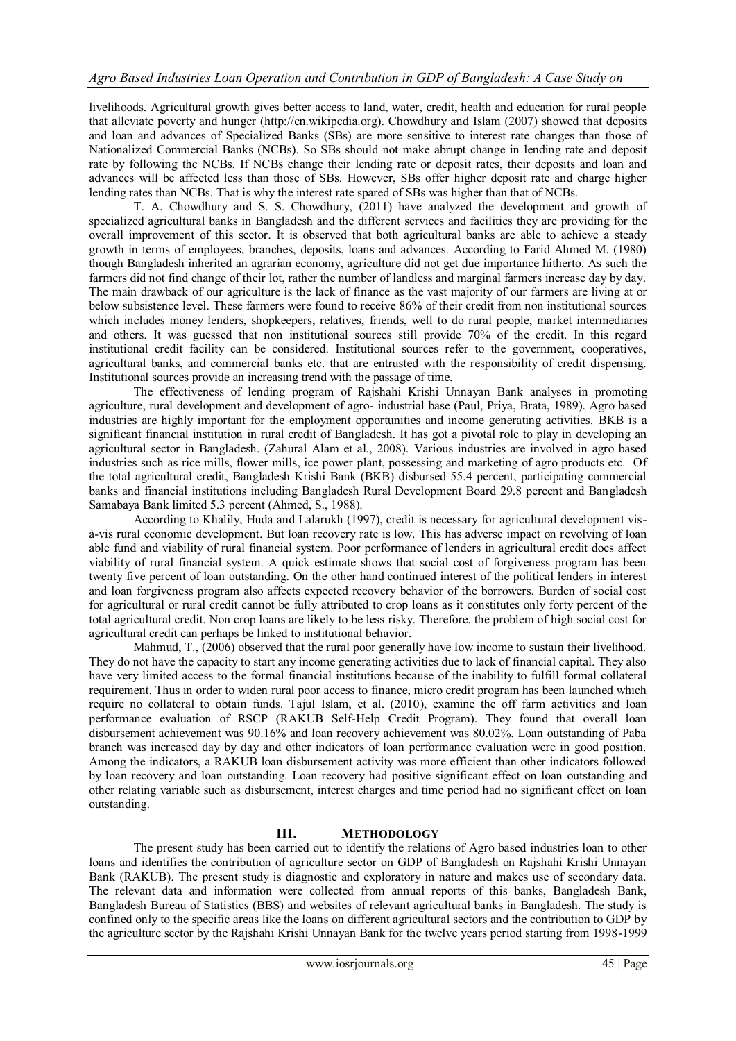livelihoods. Agricultural growth gives better access to land, water, credit, health and education for rural people that alleviate poverty and hunger (http://en.wikipedia.org). Chowdhury and Islam (2007) showed that deposits and loan and advances of Specialized Banks (SBs) are more sensitive to interest rate changes than those of Nationalized Commercial Banks (NCBs). So SBs should not make abrupt change in lending rate and deposit rate by following the NCBs. If NCBs change their lending rate or deposit rates, their deposits and loan and advances will be affected less than those of SBs. However, SBs offer higher deposit rate and charge higher lending rates than NCBs. That is why the interest rate spared of SBs was higher than that of NCBs.

T. A. Chowdhury and S. S. Chowdhury, (2011) have analyzed the development and growth of specialized agricultural banks in Bangladesh and the different services and facilities they are providing for the overall improvement of this sector. It is observed that both agricultural banks are able to achieve a steady growth in terms of employees, branches, deposits, loans and advances. According to Farid Ahmed M. (1980) though Bangladesh inherited an agrarian economy, agriculture did not get due importance hitherto. As such the farmers did not find change of their lot, rather the number of landless and marginal farmers increase day by day. The main drawback of our agriculture is the lack of finance as the vast majority of our farmers are living at or below subsistence level. These farmers were found to receive 86% of their credit from non institutional sources which includes money lenders, shopkeepers, relatives, friends, well to do rural people, market intermediaries and others. It was guessed that non institutional sources still provide 70% of the credit. In this regard institutional credit facility can be considered. Institutional sources refer to the government, cooperatives, agricultural banks, and commercial banks etc. that are entrusted with the responsibility of credit dispensing. Institutional sources provide an increasing trend with the passage of time.

The effectiveness of lending program of Rajshahi Krishi Unnayan Bank analyses in promoting agriculture, rural development and development of agro- industrial base (Paul, Priya, Brata, 1989). Agro based industries are highly important for the employment opportunities and income generating activities. BKB is a significant financial institution in rural credit of Bangladesh. It has got a pivotal role to play in developing an agricultural sector in Bangladesh. (Zahural Alam et al., 2008). Various industries are involved in agro based industries such as rice mills, flower mills, ice power plant, possessing and marketing of agro products etc. Of the total agricultural credit, Bangladesh Krishi Bank (BKB) disbursed 55.4 percent, participating commercial banks and financial institutions including Bangladesh Rural Development Board 29.8 percent and Bangladesh Samabaya Bank limited 5.3 percent (Ahmed, S., 1988).

According to Khalily, Huda and Lalarukh (1997), credit is necessary for agricultural development vis-à-vis rural economic development. But loan recovery rate is low. This has adverse impact on revolving of loan able fund and viability of rural financial system. Poor performance of lenders in agricultural credit does affect viability of rural financial system. A quick estimate shows that social cost of forgiveness program has been twenty five percent of loan outstanding. On the other hand continued interest of the political lenders in interest and loan forgiveness program also affects expected recovery behavior of the borrowers. Burden of social cost for agricultural or rural credit cannot be fully attributed to crop loans as it constitutes only forty percent of the total agricultural credit. Non crop loans are likely to be less risky. Therefore, the problem of high social cost for agricultural credit can perhaps be linked to institutional behavior.

Mahmud, T., (2006) observed that the rural poor generally have low income to sustain their livelihood. They do not have the capacity to start any income generating activities due to lack of financial capital. They also have very limited access to the formal financial institutions because of the inability to fulfill formal collateral requirement. Thus in order to widen rural poor access to finance, micro credit program has been launched which require no collateral to obtain funds. Tajul Islam, et al. (2010), examine the off farm activities and loan performance evaluation of RSCP (RAKUB Self-Help Credit Program). They found that overall loan disbursement achievement was 90.16% and loan recovery achievement was 80.02%. Loan outstanding of Paba branch was increased day by day and other indicators of loan performance evaluation were in good position. Among the indicators, a RAKUB loan disbursement activity was more efficient than other indicators followed by loan recovery and loan outstanding. Loan recovery had positive significant effect on loan outstanding and other relating variable such as disbursement, interest charges and time period had no significant effect on loan outstanding.

## III. Methodology

The present study has been carried out to identify the relations of Agro based industries loan to other loans and identifies the contribution of agriculture sector on GDP of Bangladesh on Rajshahi Krishi Unnayan Bank (RAKUB). The present study is diagnostic and exploratory in nature and makes use of secondary data. The relevant data and information were collected from annual reports of this banks, Bangladesh Bank, Bangladesh Bureau of Statistics (BBS) and websites of relevant agricultural banks in Bangladesh. The study is confined only to the specific areas like the loans on different agricultural sectors and the contribution to GDP by the agriculture sector by the Rajshahi Krishi Unnayan Bank for the twelve years period starting from 1998-1999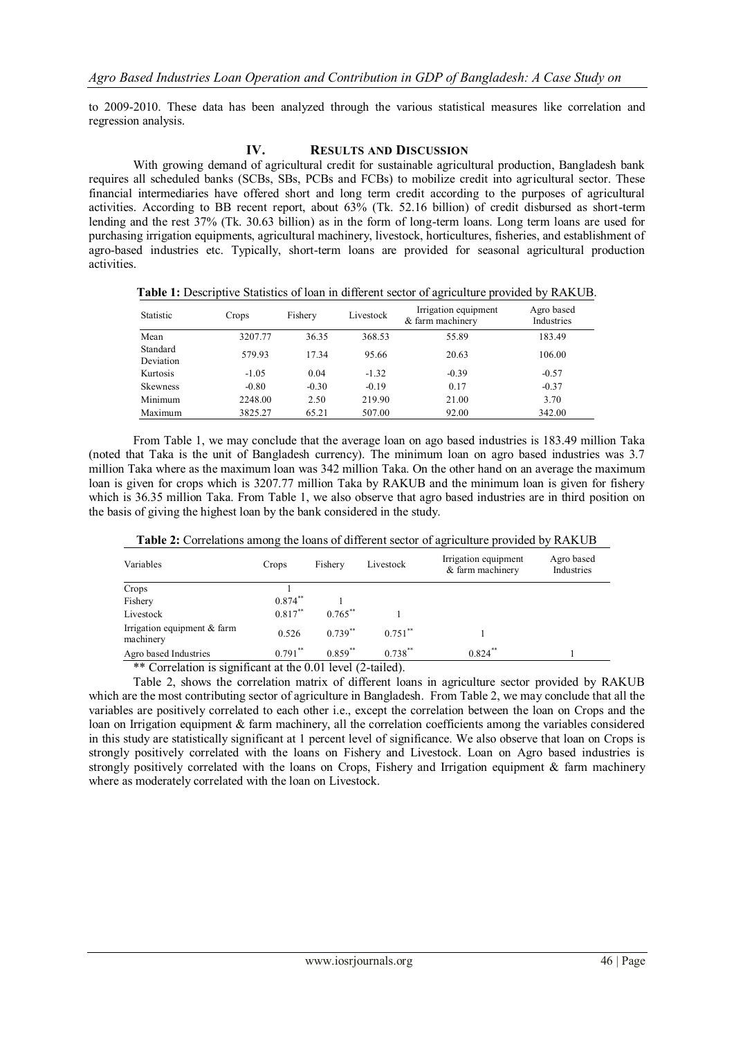to 2009-2010. These data has been analyzed through the various statistical measures like correlation and regression analysis.

## IV. Results and Discussion

With growing demand of agricultural credit for sustainable agricultural production, Bangladesh bank requires all scheduled banks (SCBs, SBs, PCBs and FCBs) to mobilize credit into agricultural sector. These financial intermediaries have offered short and long term credit according to the purposes of agricultural activities. According to BB recent report, about 63% (Tk. 52.16 billion) of credit disbursed as short-term lending and the rest 37% (Tk. 30.63 billion) as in the form of long-term loans. Long term loans are used for purchasing irrigation equipments, agricultural machinery, livestock, horticultures, fisheries, and establishment of agro-based industries etc. Typically, short-term loans are provided for seasonal agricultural production activities.

**Table 1:** Descriptive Statistics of loan in different sector of agriculture provided by RAKUB.

| Statistic | Crops | Fishery | Livestock | Irrigation equipment & farm machinery | Agro based Industries |
|---|---|---|---|---|---|
| Mean | 3207.77 | 36.35 | 368.53 | 55.89 | 183.49 |
| Standard Deviation | 579.93 | 17.34 | 95.66 | 20.63 | 106.00 |
| Kurtosis | -1.05 | 0.04 | -1.32 | -0.39 | -0.57 |
| Skewness | -0.80 | -0.30 | -0.19 | 0.17 | -0.37 |
| Minimum | 2248.00 | 2.50 | 219.90 | 21.00 | 3.70 |
| Maximum | 3825.27 | 65.21 | 507.00 | 92.00 | 342.00 |

From Table 1, we may conclude that the average loan on ago based industries is 183.49 million Taka (noted that Taka is the unit of Bangladesh currency). The minimum loan on agro based industries was 3.7 million Taka where as the maximum loan was 342 million Taka. On the other hand on an average the maximum loan is given for crops which is 3207.77 million Taka by RAKUB and the minimum loan is given for fishery which is 36.35 million Taka. From Table 1, we also observe that agro based industries are in third position on the basis of giving the highest loan by the bank considered in the study.

**Table 2:** Correlations among the loans of different sector of agriculture provided by RAKUB

| Variables | Crops | Fishery | Livestock | Irrigation equipment & farm machinery | Agro based Industries |
|---|---|---|---|---|---|
| Crops | 1 | | | | |
| Fishery | 0.874** | 1 | | | |
| Livestock | 0.817** | 0.765** | 1 | | |
| Irrigation equipment & farm machinery | 0.526 | 0.739** | 0.751** | 1 | |
| Agro based Industries | 0.791** | 0.859** | 0.738** | 0.824** | 1 |

** Correlation is significant at the 0.01 level (2-tailed).

Table 2, shows the correlation matrix of different loans in agriculture sector provided by RAKUB which are the most contributing sector of agriculture in Bangladesh. From Table 2, we may conclude that all the variables are positively correlated to each other i.e., except the correlation between the loan on Crops and the loan on Irrigation equipment & farm machinery, all the correlation coefficients among the variables considered in this study are statistically significant at 1 percent level of significance. We also observe that loan on Crops is strongly positively correlated with the loans on Fishery and Livestock. Loan on Agro based industries is strongly positively correlated with the loans on Crops, Fishery and Irrigation equipment & farm machinery where as moderately correlated with the loan on Livestock.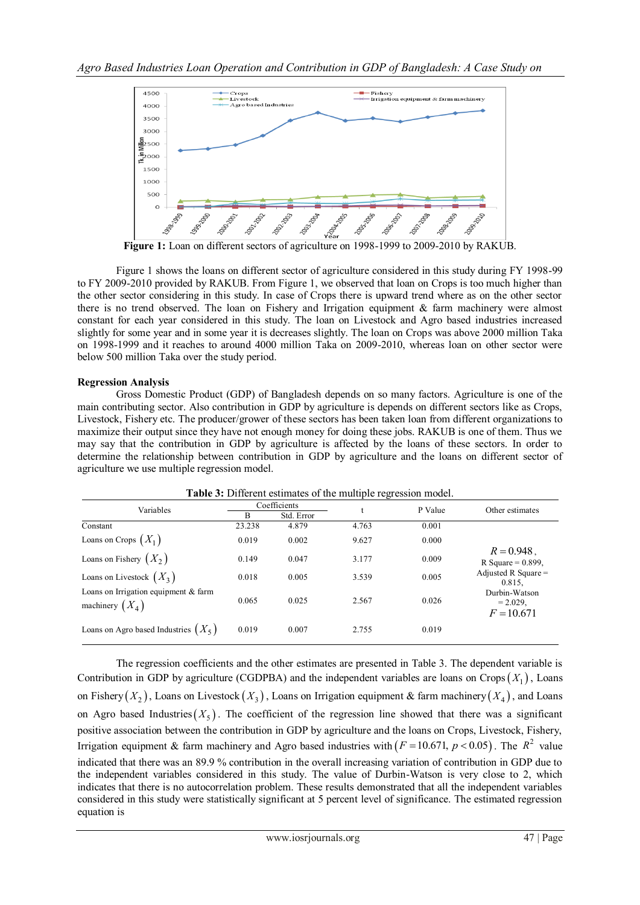**Figure 1:** Loan on different sectors of agriculture on 1998-1999 to 2009-2010 by RAKUB.

Figure 1 shows the loans on different sector of agriculture considered in this study during FY 1998-99 to FY 2009-2010 provided by RAKUB. From Figure 1, we observed that loan on Crops is too much higher than the other sector considering in this study. In case of Crops there is upward trend where as on the other sector there is no trend observed. The loan on Fishery and Irrigation equipment & farm machinery were almost constant for each year considered in this study. The loan on Livestock and Agro based industries increased slightly for some year and in some year it is decreases slightly. The loan on Crops was above 2000 million Taka on 1998-1999 and it reaches to around 4000 million Taka on 2009-2010, whereas loan on other sector were below 500 million Taka over the study period.

**Regression Analysis**

Gross Domestic Product (GDP) of Bangladesh depends on so many factors. Agriculture is one of the main contributing sector. Also contribution in GDP by agriculture is depends on different sectors like as Crops, Livestock, Fishery etc. The producer/grower of these sectors has been taken loan from different organizations to maximize their output since they have not enough money for doing these jobs. RAKUB is one of them. Thus we may say that the contribution in GDP by agriculture is affected by the loans of these sectors. In order to determine the relationship between contribution in GDP by agriculture and the loans on different sector of agriculture we use multiple regression model.

**Table 3:** Different estimates of the multiple regression model.

| Variables | Coefficients | | t | P Value | Other estimates |
|---|---|---|---|---|---|
| | B | Std. Error | | | |
| Constant | 23.238 | 4.879 | 4.763 | 0.001 | $R = 0.948$, R Square = 0.899, Adjusted R Square = 0.815, Durbin-Watson = 2.029, $F = 10.671$ |
| Loans on Crops $(X_1)$ | 0.019 | 0.002 | 9.627 | 0.000 | |
| Loans on Fishery $(X_2)$ | 0.149 | 0.047 | 3.177 | 0.009 | |
| Loans on Livestock $(X_3)$ | 0.018 | 0.005 | 3.539 | 0.005 | |
| Loans on Irrigation equipment & farm machinery $(X_4)$ | 0.065 | 0.025 | 2.567 | 0.026 | |
| Loans on Agro based Industries $(X_5)$ | 0.019 | 0.007 | 2.755 | 0.019 | |

The regression coefficients and the other estimates are presented in Table 3. The dependent variable is Contribution in GDP by agriculture (CGDPBA) and the independent variables are loans on Crops $(X_1)$, Loans on Fishery $(X_2)$, Loans on Livestock $(X_3)$, Loans on Irrigation equipment & farm machinery $(X_4)$, and Loans on Agro based Industries $(X_5)$. The coefficient of the regression line showed that there was a significant positive association between the contribution in GDP by agriculture and the loans on Crops, Livestock, Fishery, Irrigation equipment & farm machinery and Agro based industries with $(F = 10.671,\ p < 0.05)$. The $R^2$ value indicated that there was an 89.9 % contribution in the overall increasing variation of contribution in GDP due to the independent variables considered in this study. The value of Durbin-Watson is very close to 2, which indicates that there is no autocorrelation problem. These results demonstrated that all the independent variables considered in this study were statistically significant at 5 percent level of significance. The estimated regression equation is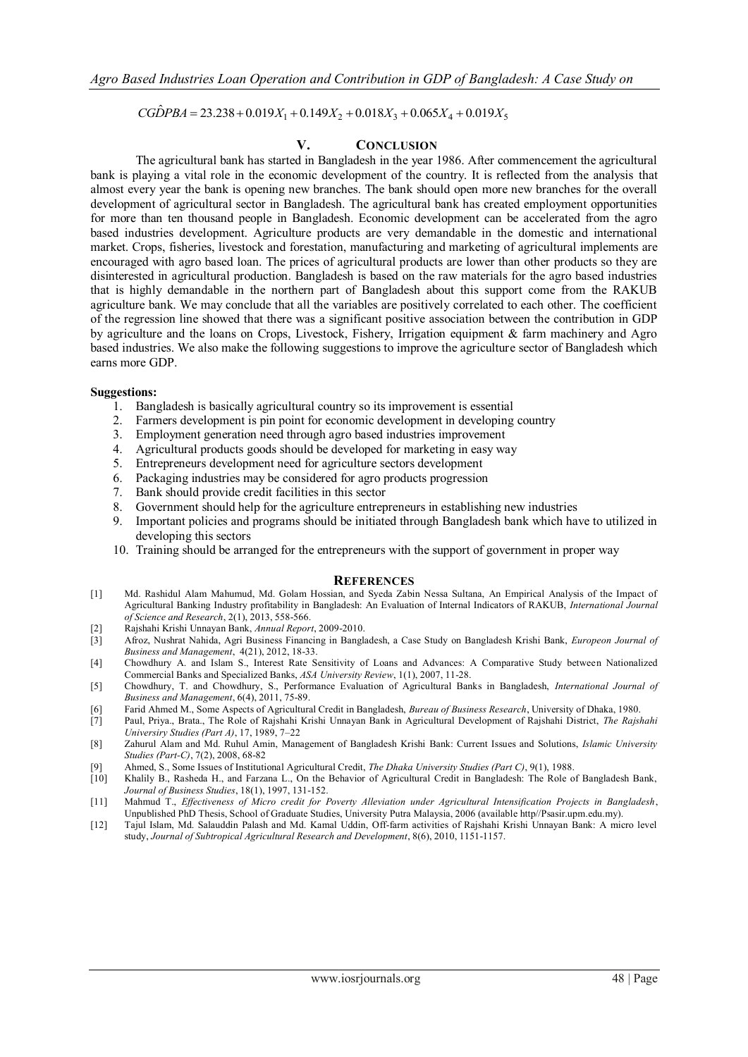$$C\hat{GDPBA} = 23.238 + 0.019X_1 + 0.149X_2 + 0.018X_3 + 0.065X_4 + 0.019X_5$$

## V. CONCLUSION

The agricultural bank has started in Bangladesh in the year 1986. After commencement the agricultural bank is playing a vital role in the economic development of the country. It is reflected from the analysis that almost every year the bank is opening new branches. The bank should open more new branches for the overall development of agricultural sector in Bangladesh. The agricultural bank has created employment opportunities for more than ten thousand people in Bangladesh. Economic development can be accelerated from the agro based industries development. Agriculture products are very demandable in the domestic and international market. Crops, fisheries, livestock and forestation, manufacturing and marketing of agricultural implements are encouraged with agro based loan. The prices of agricultural products are lower than other products so they are disinterested in agricultural production. Bangladesh is based on the raw materials for the agro based industries that is highly demandable in the northern part of Bangladesh about this support come from the RAKUB agriculture bank. We may conclude that all the variables are positively correlated to each other. The coefficient of the regression line showed that there was a significant positive association between the contribution in GDP by agriculture and the loans on Crops, Livestock, Fishery, Irrigation equipment & farm machinery and Agro based industries. We also make the following suggestions to improve the agriculture sector of Bangladesh which earns more GDP.

**Suggestions:**

1. Bangladesh is basically agricultural country so its improvement is essential
2. Farmers development is pin point for economic development in developing country
3. Employment generation need through agro based industries improvement
4. Agricultural products goods should be developed for marketing in easy way
5. Entrepreneurs development need for agriculture sectors development
6. Packaging industries may be considered for agro products progression
7. Bank should provide credit facilities in this sector
8. Government should help for the agriculture entrepreneurs in establishing new industries
9. Important policies and programs should be initiated through Bangladesh bank which have to utilized in developing this sectors
10. Training should be arranged for the entrepreneurs with the support of government in proper way

## REFERENCES

[1] Md. Rashidul Alam Mahumud, Md. Golam Hossian, and Syeda Zabin Nessa Sultana, An Empirical Analysis of the Impact of Agricultural Banking Industry profitability in Bangladesh: An Evaluation of Internal Indicators of RAKUB, *International Journal of Science and Research*, 2(1), 2013, 558-566.

[2] Rajshahi Krishi Unnayan Bank, *Annual Report*, 2009-2010.

[3] Afroz, Nushrat Nahida, Agri Business Financing in Bangladesh, a Case Study on Bangladesh Krishi Bank, *Europeon Journal of Business and Management*, 4(21), 2012, 18-33.

[4] Chowdhury A. and Islam S., Interest Rate Sensitivity of Loans and Advances: A Comparative Study between Nationalized Commercial Banks and Specialized Banks, *ASA University Review*, 1(1), 2007, 11-28.

[5] Chowdhury, T. and Chowdhury, S., Performance Evaluation of Agricultural Banks in Bangladesh, *International Journal of Business and Management*, 6(4), 2011, 75-89.

[6] Farid Ahmed M., Some Aspects of Agricultural Credit in Bangladesh, *Bureau of Business Research*, University of Dhaka, 1980.

[7] Paul, Priya., Brata., The Role of Rajshahi Krishi Unnayan Bank in Agricultural Development of Rajshahi District, *The Rajshahi Universiry Studies (Part A)*, 17, 1989, 7–22

[8] Zahurul Alam and Md. Ruhul Amin, Management of Bangladesh Krishi Bank: Current Issues and Solutions, *Islamic University Studies (Part-C)*, 7(2), 2008, 68-82

[9] Ahmed, S., Some Issues of Institutional Agricultural Credit, *The Dhaka University Studies (Part C)*, 9(1), 1988.

[10] Khalily B., Rasheda H., and Farzana L., On the Behavior of Agricultural Credit in Bangladesh: The Role of Bangladesh Bank, *Journal of Business Studies*, 18(1), 1997, 131-152.

[11] Mahmud T., *Effectiveness of Micro credit for Poverty Alleviation under Agricultural Intensification Projects in Bangladesh*, Unpublished PhD Thesis, School of Graduate Studies, University Putra Malaysia, 2006 (available http//Psasir.upm.edu.my).

[12] Tajul Islam, Md. Salauddin Palash and Md. Kamal Uddin, Off-farm activities of Rajshahi Krishi Unnayan Bank: A micro level study, *Journal of Subtropical Agricultural Research and Development*, 8(6), 2010, 1151-1157.